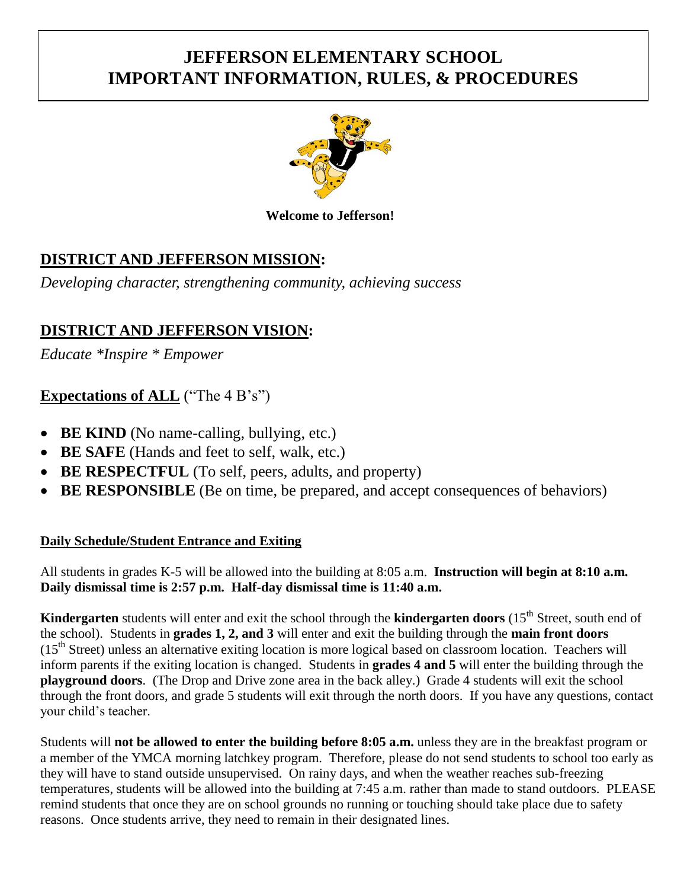# JEFFERSON ELEMENTARY SCHOOL
# IMPORTANT INFORMATION, RULES, & PROCEDURES

**Welcome to Jefferson!**

## DISTRICT AND JEFFERSON MISSION:

*Developing character, strengthening community, achieving success*

## DISTRICT AND JEFFERSON VISION:

*Educate *Inspire * Empower*

## Expectations of ALL ("The 4 B's")

- **BE KIND** (No name-calling, bullying, etc.)
- **BE SAFE** (Hands and feet to self, walk, etc.)
- **BE RESPECTFUL** (To self, peers, adults, and property)
- **BE RESPONSIBLE** (Be on time, be prepared, and accept consequences of behaviors)

### Daily Schedule/Student Entrance and Exiting

All students in grades K-5 will be allowed into the building at 8:05 a.m. **Instruction will begin at 8:10 a.m. Daily dismissal time is 2:57 p.m. Half-day dismissal time is 11:40 a.m.**

**Kindergarten** students will enter and exit the school through the **kindergarten doors** (15th Street, south end of the school). Students in **grades 1, 2, and 3** will enter and exit the building through the **main front doors** (15th Street) unless an alternative exiting location is more logical based on classroom location. Teachers will inform parents if the exiting location is changed. Students in **grades 4 and 5** will enter the building through the **playground doors**. (The Drop and Drive zone area in the back alley.) Grade 4 students will exit the school through the front doors, and grade 5 students will exit through the north doors. If you have any questions, contact your child's teacher.

Students will **not be allowed to enter the building before 8:05 a.m.** unless they are in the breakfast program or a member of the YMCA morning latchkey program. Therefore, please do not send students to school too early as they will have to stand outside unsupervised. On rainy days, and when the weather reaches sub-freezing temperatures, students will be allowed into the building at 7:45 a.m. rather than made to stand outdoors. PLEASE remind students that once they are on school grounds no running or touching should take place due to safety reasons. Once students arrive, they need to remain in their designated lines.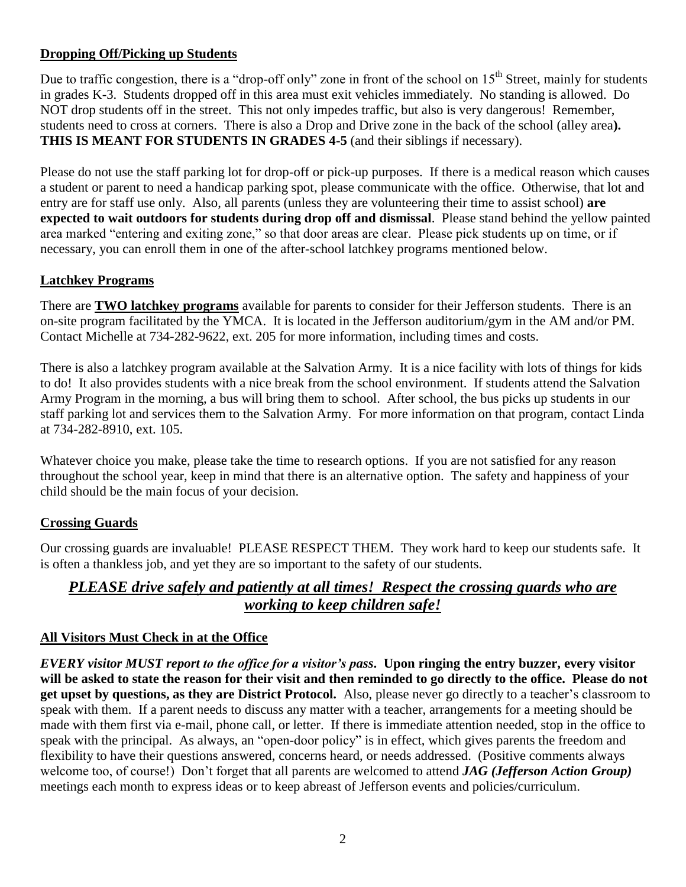## Dropping Off/Picking up Students

Due to traffic congestion, there is a "drop-off only" zone in front of the school on 15th Street, mainly for students in grades K-3. Students dropped off in this area must exit vehicles immediately. No standing is allowed. Do NOT drop students off in the street. This not only impedes traffic, but also is very dangerous! Remember, students need to cross at corners. There is also a Drop and Drive zone in the back of the school (alley area**). THIS IS MEANT FOR STUDENTS IN GRADES 4-5** (and their siblings if necessary).

Please do not use the staff parking lot for drop-off or pick-up purposes. If there is a medical reason which causes a student or parent to need a handicap parking spot, please communicate with the office. Otherwise, that lot and entry are for staff use only. Also, all parents (unless they are volunteering their time to assist school) **are expected to wait outdoors for students during drop off and dismissal**. Please stand behind the yellow painted area marked "entering and exiting zone," so that door areas are clear. Please pick students up on time, or if necessary, you can enroll them in one of the after-school latchkey programs mentioned below.

## Latchkey Programs

There are **TWO latchkey programs** available for parents to consider for their Jefferson students. There is an on-site program facilitated by the YMCA. It is located in the Jefferson auditorium/gym in the AM and/or PM. Contact Michelle at 734-282-9622, ext. 205 for more information, including times and costs.

There is also a latchkey program available at the Salvation Army. It is a nice facility with lots of things for kids to do! It also provides students with a nice break from the school environment. If students attend the Salvation Army Program in the morning, a bus will bring them to school. After school, the bus picks up students in our staff parking lot and services them to the Salvation Army. For more information on that program, contact Linda at 734-282-8910, ext. 105.

Whatever choice you make, please take the time to research options. If you are not satisfied for any reason throughout the school year, keep in mind that there is an alternative option. The safety and happiness of your child should be the main focus of your decision.

## Crossing Guards

Our crossing guards are invaluable! PLEASE RESPECT THEM. They work hard to keep our students safe. It is often a thankless job, and yet they are so important to the safety of our students.

### *PLEASE drive safely and patiently at all times! Respect the crossing guards who are working to keep children safe!*

## All Visitors Must Check in at the Office

***EVERY visitor MUST report to the office for a visitor's pass*. Upon ringing the entry buzzer, every visitor will be asked to state the reason for their visit and then reminded to go directly to the office. Please do not get upset by questions, as they are District Protocol.** Also, please never go directly to a teacher's classroom to speak with them. If a parent needs to discuss any matter with a teacher, arrangements for a meeting should be made with them first via e-mail, phone call, or letter. If there is immediate attention needed, stop in the office to speak with the principal. As always, an "open-door policy" is in effect, which gives parents the freedom and flexibility to have their questions answered, concerns heard, or needs addressed. (Positive comments always welcome too, of course!) Don't forget that all parents are welcomed to attend ***JAG (Jefferson Action Group)*** meetings each month to express ideas or to keep abreast of Jefferson events and policies/curriculum.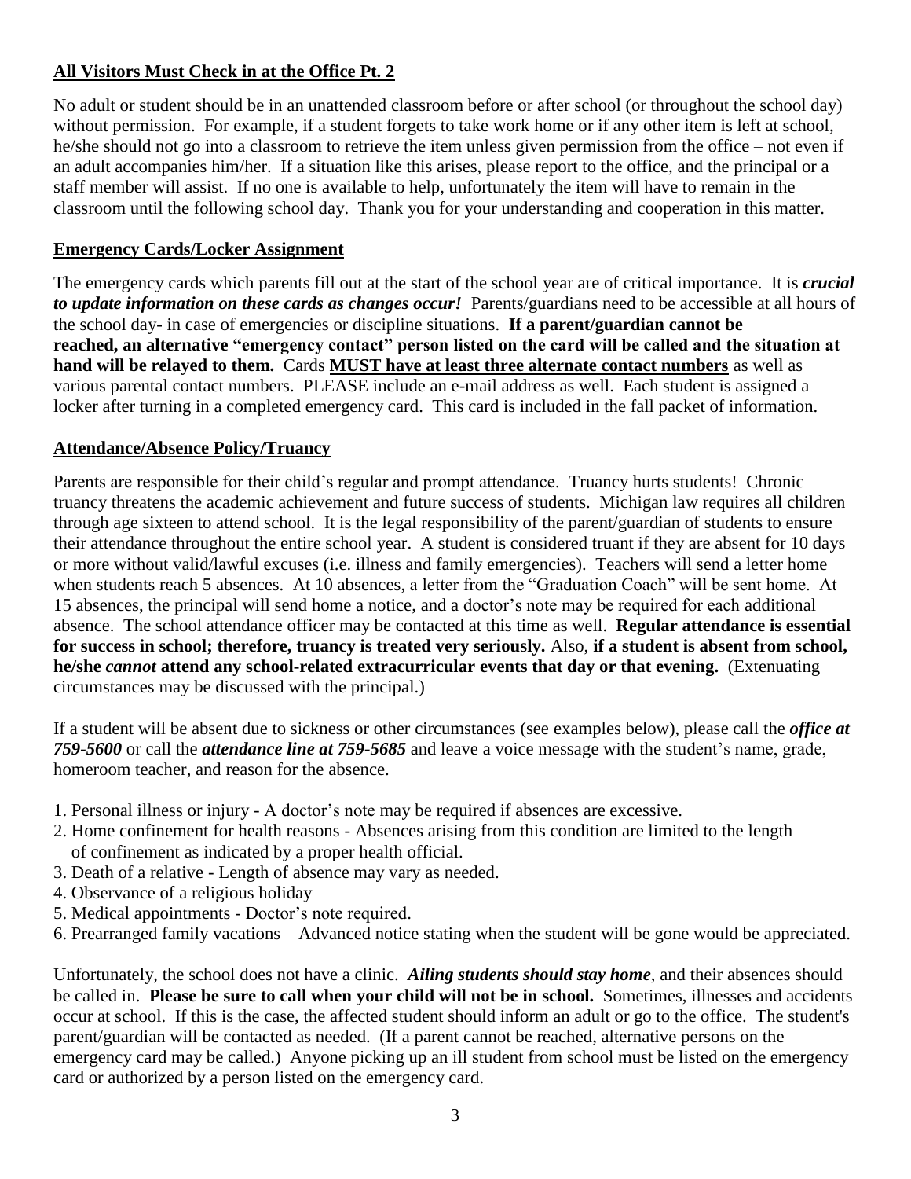## All Visitors Must Check in at the Office Pt. 2

No adult or student should be in an unattended classroom before or after school (or throughout the school day) without permission. For example, if a student forgets to take work home or if any other item is left at school, he/she should not go into a classroom to retrieve the item unless given permission from the office – not even if an adult accompanies him/her. If a situation like this arises, please report to the office, and the principal or a staff member will assist. If no one is available to help, unfortunately the item will have to remain in the classroom until the following school day. Thank you for your understanding and cooperation in this matter.

## Emergency Cards/Locker Assignment

The emergency cards which parents fill out at the start of the school year are of critical importance. It is ***crucial to update information on these cards as changes occur!*** Parents/guardians need to be accessible at all hours of the school day- in case of emergencies or discipline situations. **If a parent/guardian cannot be reached, an alternative "emergency contact" person listed on the card will be called and the situation at hand will be relayed to them.** Cards **MUST have at least three alternate contact numbers** as well as various parental contact numbers. PLEASE include an e-mail address as well. Each student is assigned a locker after turning in a completed emergency card. This card is included in the fall packet of information.

## Attendance/Absence Policy/Truancy

Parents are responsible for their child's regular and prompt attendance. Truancy hurts students! Chronic truancy threatens the academic achievement and future success of students. Michigan law requires all children through age sixteen to attend school. It is the legal responsibility of the parent/guardian of students to ensure their attendance throughout the entire school year. A student is considered truant if they are absent for 10 days or more without valid/lawful excuses (i.e. illness and family emergencies). Teachers will send a letter home when students reach 5 absences. At 10 absences, a letter from the "Graduation Coach" will be sent home. At 15 absences, the principal will send home a notice, and a doctor's note may be required for each additional absence. The school attendance officer may be contacted at this time as well. **Regular attendance is essential for success in school; therefore, truancy is treated very seriously.** Also, **if a student is absent from school, he/she *cannot* attend any school-related extracurricular events that day or that evening.** (Extenuating circumstances may be discussed with the principal.)

If a student will be absent due to sickness or other circumstances (see examples below), please call the ***office at 759-5600*** or call the ***attendance line at 759-5685*** and leave a voice message with the student's name, grade, homeroom teacher, and reason for the absence.

1. Personal illness or injury - A doctor's note may be required if absences are excessive.
2. Home confinement for health reasons - Absences arising from this condition are limited to the length of confinement as indicated by a proper health official.
3. Death of a relative - Length of absence may vary as needed.
4. Observance of a religious holiday
5. Medical appointments - Doctor's note required.
6. Prearranged family vacations – Advanced notice stating when the student will be gone would be appreciated.

Unfortunately, the school does not have a clinic. ***Ailing students should stay home***, and their absences should be called in. **Please be sure to call when your child will not be in school.** Sometimes, illnesses and accidents occur at school. If this is the case, the affected student should inform an adult or go to the office. The student's parent/guardian will be contacted as needed. (If a parent cannot be reached, alternative persons on the emergency card may be called.) Anyone picking up an ill student from school must be listed on the emergency card or authorized by a person listed on the emergency card.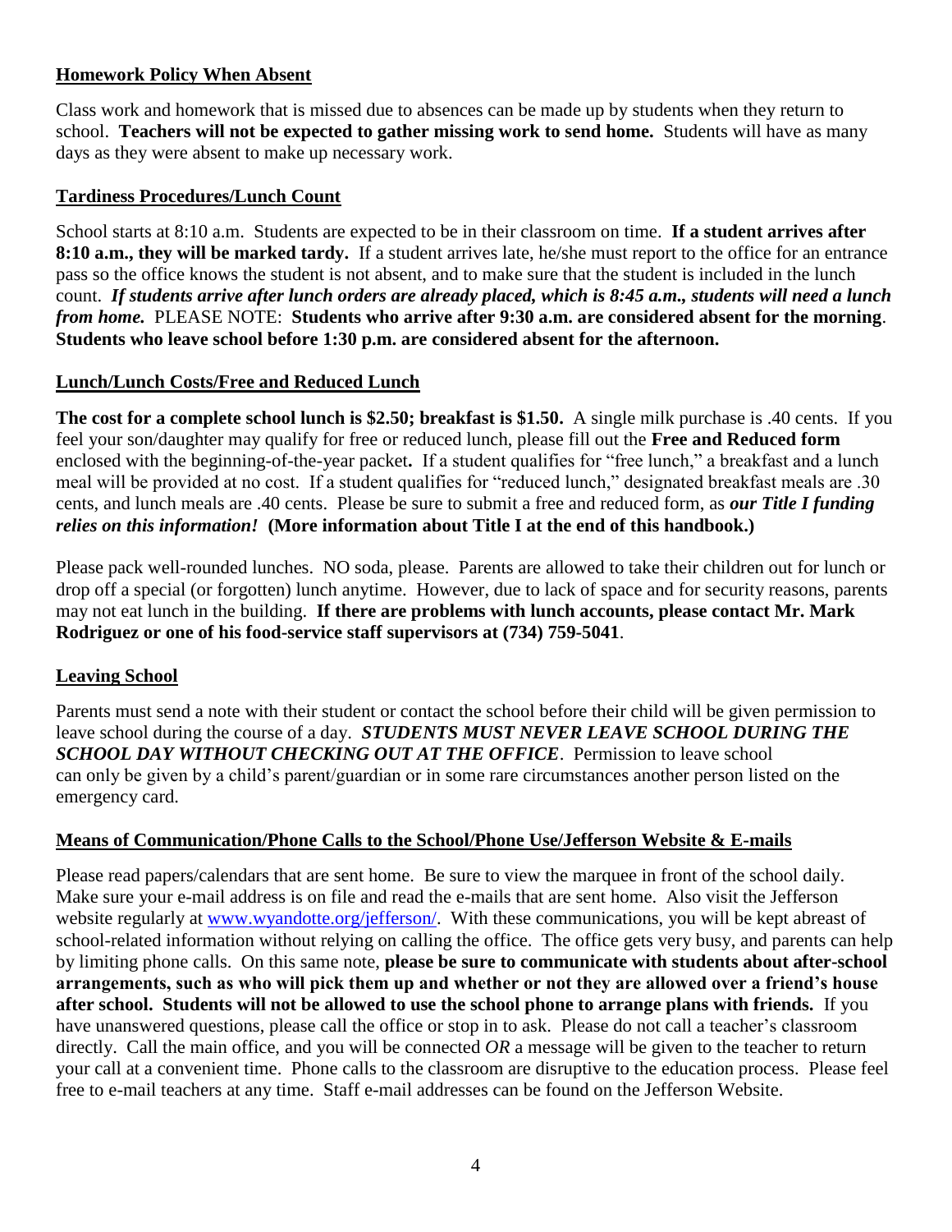## Homework Policy When Absent

Class work and homework that is missed due to absences can be made up by students when they return to school. **Teachers will not be expected to gather missing work to send home.** Students will have as many days as they were absent to make up necessary work.

## Tardiness Procedures/Lunch Count

School starts at 8:10 a.m. Students are expected to be in their classroom on time. **If a student arrives after 8:10 a.m., they will be marked tardy.** If a student arrives late, he/she must report to the office for an entrance pass so the office knows the student is not absent, and to make sure that the student is included in the lunch count. ***If students arrive after lunch orders are already placed, which is 8:45 a.m., students will need a lunch from home.*** PLEASE NOTE: **Students who arrive after 9:30 a.m. are considered absent for the morning**. **Students who leave school before 1:30 p.m. are considered absent for the afternoon.**

## Lunch/Lunch Costs/Free and Reduced Lunch

**The cost for a complete school lunch is $2.50; breakfast is $1.50.** A single milk purchase is .40 cents. If you feel your son/daughter may qualify for free or reduced lunch, please fill out the **Free and Reduced form** enclosed with the beginning-of-the-year packet**.** If a student qualifies for "free lunch," a breakfast and a lunch meal will be provided at no cost. If a student qualifies for "reduced lunch," designated breakfast meals are .30 cents, and lunch meals are .40 cents. Please be sure to submit a free and reduced form, as ***our Title I funding relies on this information!*** **(More information about Title I at the end of this handbook.)**

Please pack well-rounded lunches. NO soda, please. Parents are allowed to take their children out for lunch or drop off a special (or forgotten) lunch anytime. However, due to lack of space and for security reasons, parents may not eat lunch in the building. **If there are problems with lunch accounts, please contact Mr. Mark Rodriguez or one of his food-service staff supervisors at (734) 759-5041**.

## Leaving School

Parents must send a note with their student or contact the school before their child will be given permission to leave school during the course of a day. ***STUDENTS MUST NEVER LEAVE SCHOOL DURING THE SCHOOL DAY WITHOUT CHECKING OUT AT THE OFFICE***. Permission to leave school can only be given by a child's parent/guardian or in some rare circumstances another person listed on the emergency card.

## Means of Communication/Phone Calls to the School/Phone Use/Jefferson Website & E-mails

Please read papers/calendars that are sent home. Be sure to view the marquee in front of the school daily. Make sure your e-mail address is on file and read the e-mails that are sent home. Also visit the Jefferson website regularly at [www.wyandotte.org/jefferson/](http://www.wyandotte.org/jefferson/). With these communications, you will be kept abreast of school-related information without relying on calling the office. The office gets very busy, and parents can help by limiting phone calls. On this same note, **please be sure to communicate with students about after-school arrangements, such as who will pick them up and whether or not they are allowed over a friend's house after school. Students will not be allowed to use the school phone to arrange plans with friends.** If you have unanswered questions, please call the office or stop in to ask. Please do not call a teacher's classroom directly. Call the main office, and you will be connected *OR* a message will be given to the teacher to return your call at a convenient time. Phone calls to the classroom are disruptive to the education process. Please feel free to e-mail teachers at any time. Staff e-mail addresses can be found on the Jefferson Website.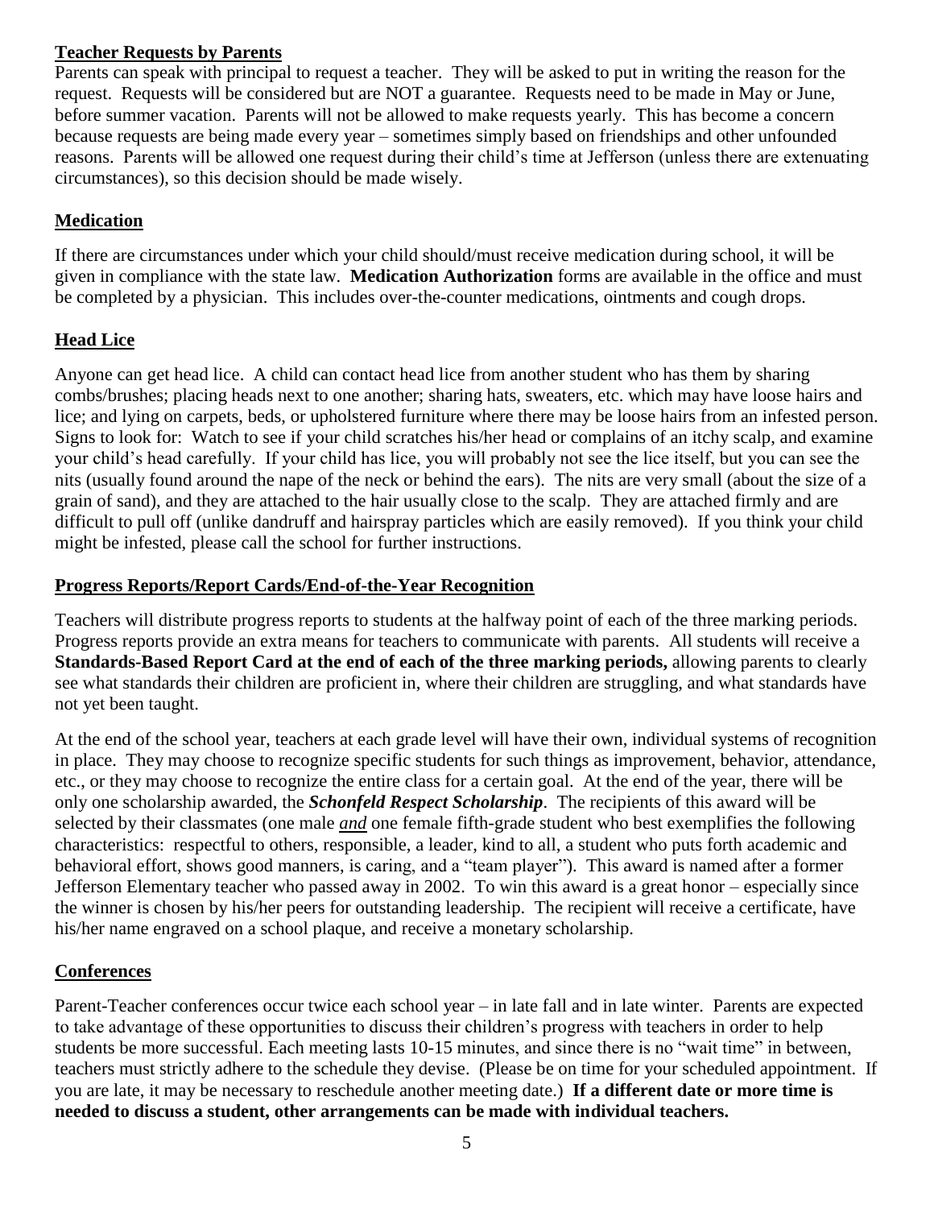## Teacher Requests by Parents

Parents can speak with principal to request a teacher. They will be asked to put in writing the reason for the request. Requests will be considered but are NOT a guarantee. Requests need to be made in May or June, before summer vacation. Parents will not be allowed to make requests yearly. This has become a concern because requests are being made every year – sometimes simply based on friendships and other unfounded reasons. Parents will be allowed one request during their child's time at Jefferson (unless there are extenuating circumstances), so this decision should be made wisely.

## Medication

If there are circumstances under which your child should/must receive medication during school, it will be given in compliance with the state law. **Medication Authorization** forms are available in the office and must be completed by a physician. This includes over-the-counter medications, ointments and cough drops.

## Head Lice

Anyone can get head lice. A child can contact head lice from another student who has them by sharing combs/brushes; placing heads next to one another; sharing hats, sweaters, etc. which may have loose hairs and lice; and lying on carpets, beds, or upholstered furniture where there may be loose hairs from an infested person. Signs to look for: Watch to see if your child scratches his/her head or complains of an itchy scalp, and examine your child's head carefully. If your child has lice, you will probably not see the lice itself, but you can see the nits (usually found around the nape of the neck or behind the ears). The nits are very small (about the size of a grain of sand), and they are attached to the hair usually close to the scalp. They are attached firmly and are difficult to pull off (unlike dandruff and hairspray particles which are easily removed). If you think your child might be infested, please call the school for further instructions.

## Progress Reports/Report Cards/End-of-the-Year Recognition

Teachers will distribute progress reports to students at the halfway point of each of the three marking periods. Progress reports provide an extra means for teachers to communicate with parents. All students will receive a **Standards-Based Report Card at the end of each of the three marking periods,** allowing parents to clearly see what standards their children are proficient in, where their children are struggling, and what standards have not yet been taught.

At the end of the school year, teachers at each grade level will have their own, individual systems of recognition in place. They may choose to recognize specific students for such things as improvement, behavior, attendance, etc., or they may choose to recognize the entire class for a certain goal. At the end of the year, there will be only one scholarship awarded, the ***Schonfeld Respect Scholarship***. The recipients of this award will be selected by their classmates (one male *and* one female fifth-grade student who best exemplifies the following characteristics: respectful to others, responsible, a leader, kind to all, a student who puts forth academic and behavioral effort, shows good manners, is caring, and a "team player"). This award is named after a former Jefferson Elementary teacher who passed away in 2002. To win this award is a great honor – especially since the winner is chosen by his/her peers for outstanding leadership. The recipient will receive a certificate, have his/her name engraved on a school plaque, and receive a monetary scholarship.

## Conferences

Parent-Teacher conferences occur twice each school year – in late fall and in late winter. Parents are expected to take advantage of these opportunities to discuss their children's progress with teachers in order to help students be more successful. Each meeting lasts 10-15 minutes, and since there is no "wait time" in between, teachers must strictly adhere to the schedule they devise. (Please be on time for your scheduled appointment. If you are late, it may be necessary to reschedule another meeting date.) **If a different date or more time is needed to discuss a student, other arrangements can be made with individual teachers.**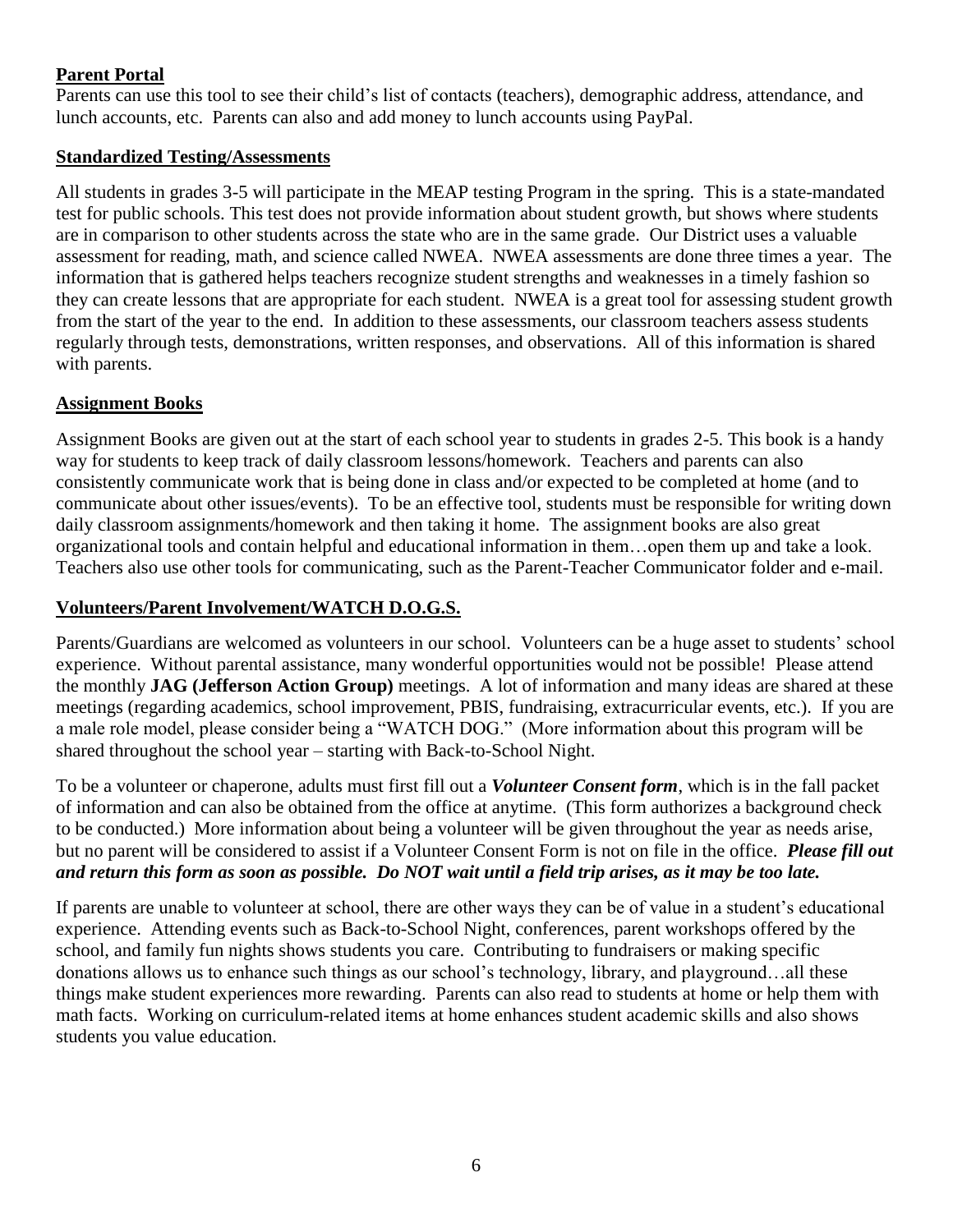## Parent Portal

Parents can use this tool to see their child's list of contacts (teachers), demographic address, attendance, and lunch accounts, etc. Parents can also and add money to lunch accounts using PayPal.

## Standardized Testing/Assessments

All students in grades 3-5 will participate in the MEAP testing Program in the spring. This is a state-mandated test for public schools. This test does not provide information about student growth, but shows where students are in comparison to other students across the state who are in the same grade. Our District uses a valuable assessment for reading, math, and science called NWEA. NWEA assessments are done three times a year. The information that is gathered helps teachers recognize student strengths and weaknesses in a timely fashion so they can create lessons that are appropriate for each student. NWEA is a great tool for assessing student growth from the start of the year to the end. In addition to these assessments, our classroom teachers assess students regularly through tests, demonstrations, written responses, and observations. All of this information is shared with parents.

## Assignment Books

Assignment Books are given out at the start of each school year to students in grades 2-5. This book is a handy way for students to keep track of daily classroom lessons/homework. Teachers and parents can also consistently communicate work that is being done in class and/or expected to be completed at home (and to communicate about other issues/events). To be an effective tool, students must be responsible for writing down daily classroom assignments/homework and then taking it home. The assignment books are also great organizational tools and contain helpful and educational information in them…open them up and take a look. Teachers also use other tools for communicating, such as the Parent-Teacher Communicator folder and e-mail.

## Volunteers/Parent Involvement/WATCH D.O.G.S.

Parents/Guardians are welcomed as volunteers in our school. Volunteers can be a huge asset to students' school experience. Without parental assistance, many wonderful opportunities would not be possible! Please attend the monthly **JAG (Jefferson Action Group)** meetings. A lot of information and many ideas are shared at these meetings (regarding academics, school improvement, PBIS, fundraising, extracurricular events, etc.). If you are a male role model, please consider being a "WATCH DOG." (More information about this program will be shared throughout the school year – starting with Back-to-School Night.

To be a volunteer or chaperone, adults must first fill out a ***Volunteer Consent form***, which is in the fall packet of information and can also be obtained from the office at anytime. (This form authorizes a background check to be conducted.) More information about being a volunteer will be given throughout the year as needs arise, but no parent will be considered to assist if a Volunteer Consent Form is not on file in the office. ***Please fill out and return this form as soon as possible. Do NOT wait until a field trip arises, as it may be too late.***

If parents are unable to volunteer at school, there are other ways they can be of value in a student's educational experience. Attending events such as Back-to-School Night, conferences, parent workshops offered by the school, and family fun nights shows students you care. Contributing to fundraisers or making specific donations allows us to enhance such things as our school's technology, library, and playground…all these things make student experiences more rewarding. Parents can also read to students at home or help them with math facts. Working on curriculum-related items at home enhances student academic skills and also shows students you value education.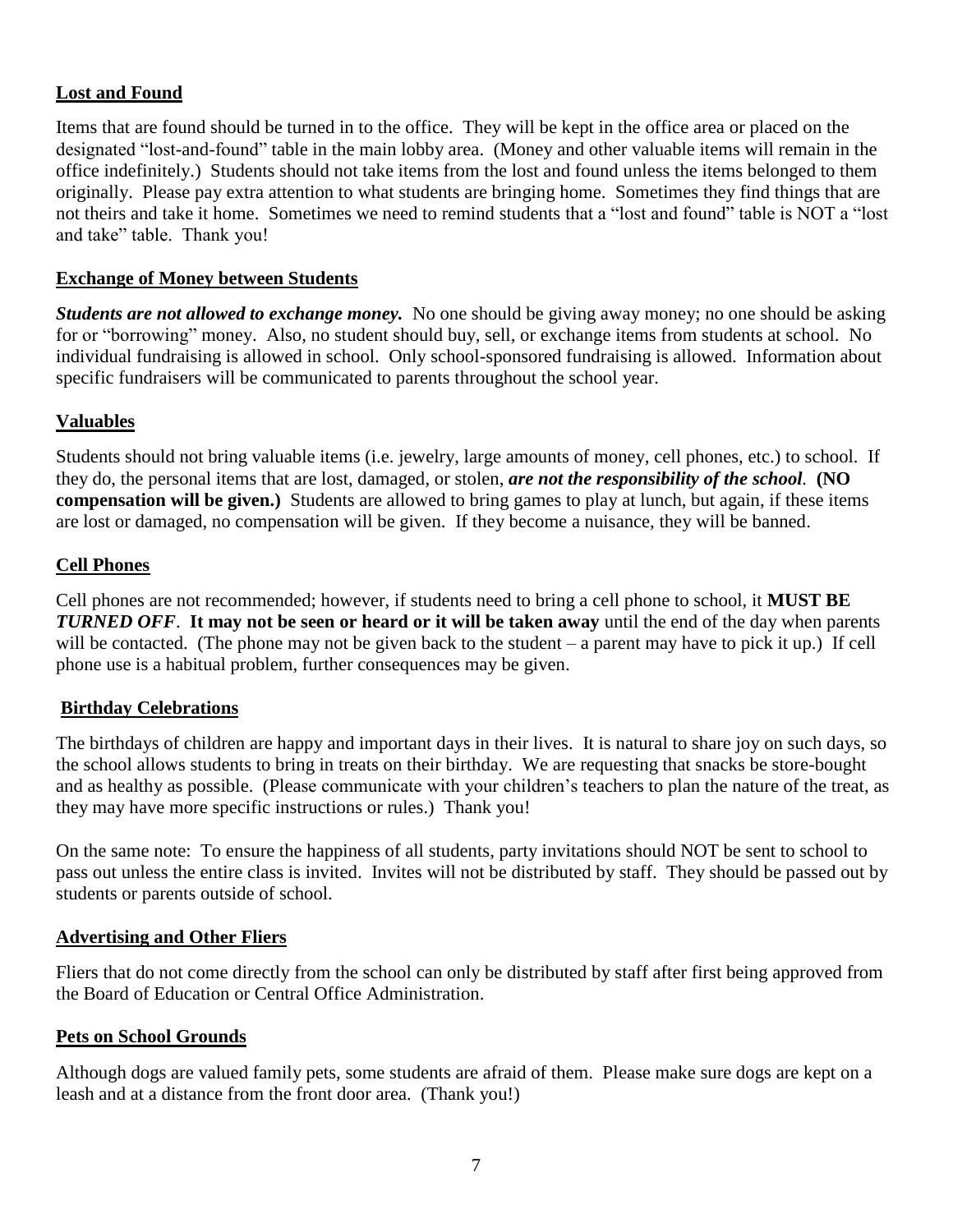## Lost and Found

Items that are found should be turned in to the office. They will be kept in the office area or placed on the designated "lost-and-found" table in the main lobby area. (Money and other valuable items will remain in the office indefinitely.) Students should not take items from the lost and found unless the items belonged to them originally. Please pay extra attention to what students are bringing home. Sometimes they find things that are not theirs and take it home. Sometimes we need to remind students that a "lost and found" table is NOT a "lost and take" table. Thank you!

## Exchange of Money between Students

***Students are not allowed to exchange money.*** No one should be giving away money; no one should be asking for or "borrowing" money. Also, no student should buy, sell, or exchange items from students at school. No individual fundraising is allowed in school. Only school-sponsored fundraising is allowed. Information about specific fundraisers will be communicated to parents throughout the school year.

## Valuables

Students should not bring valuable items (i.e. jewelry, large amounts of money, cell phones, etc.) to school. If they do, the personal items that are lost, damaged, or stolen, ***are not the responsibility of the school***. **(NO compensation will be given.)** Students are allowed to bring games to play at lunch, but again, if these items are lost or damaged, no compensation will be given. If they become a nuisance, they will be banned.

## Cell Phones

Cell phones are not recommended; however, if students need to bring a cell phone to school, it **MUST BE *TURNED OFF***. **It may not be seen or heard or it will be taken away** until the end of the day when parents will be contacted. (The phone may not be given back to the student – a parent may have to pick it up.) If cell phone use is a habitual problem, further consequences may be given.

## Birthday Celebrations

The birthdays of children are happy and important days in their lives. It is natural to share joy on such days, so the school allows students to bring in treats on their birthday. We are requesting that snacks be store-bought and as healthy as possible. (Please communicate with your children's teachers to plan the nature of the treat, as they may have more specific instructions or rules.) Thank you!

On the same note: To ensure the happiness of all students, party invitations should NOT be sent to school to pass out unless the entire class is invited. Invites will not be distributed by staff. They should be passed out by students or parents outside of school.

## Advertising and Other Fliers

Fliers that do not come directly from the school can only be distributed by staff after first being approved from the Board of Education or Central Office Administration.

## Pets on School Grounds

Although dogs are valued family pets, some students are afraid of them. Please make sure dogs are kept on a leash and at a distance from the front door area. (Thank you!)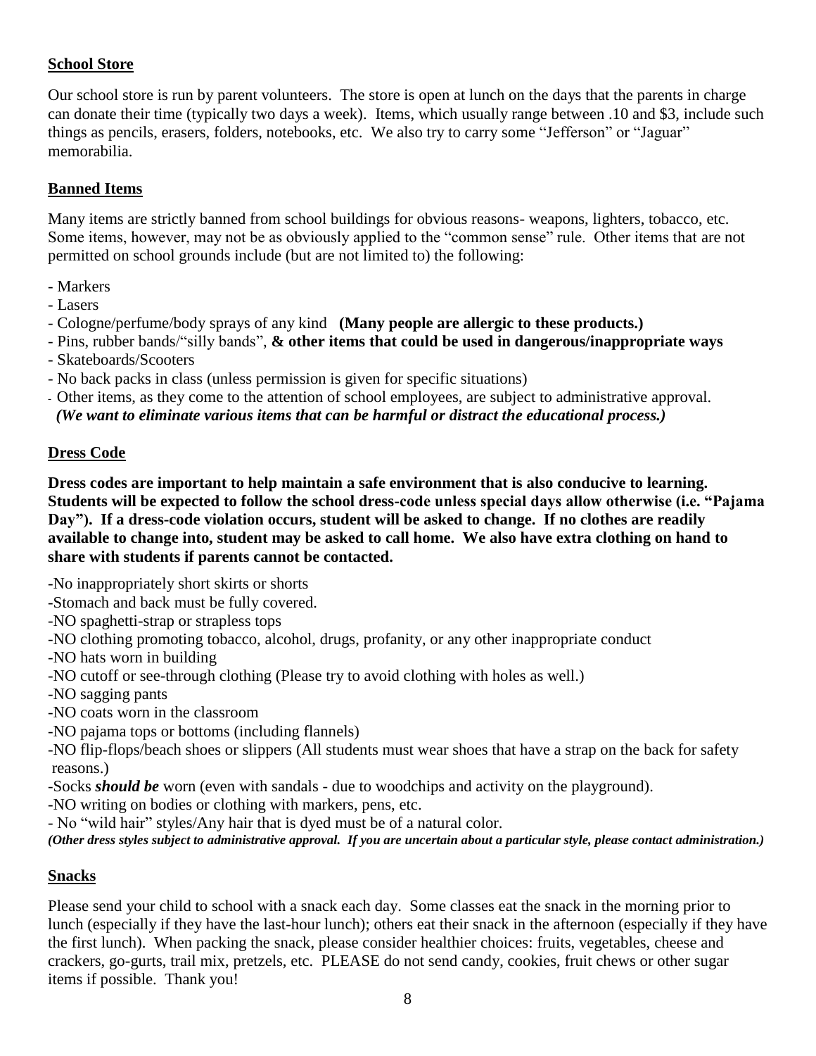## School Store

Our school store is run by parent volunteers. The store is open at lunch on the days that the parents in charge can donate their time (typically two days a week). Items, which usually range between .10 and $3, include such things as pencils, erasers, folders, notebooks, etc. We also try to carry some "Jefferson" or "Jaguar" memorabilia.

## Banned Items

Many items are strictly banned from school buildings for obvious reasons- weapons, lighters, tobacco, etc. Some items, however, may not be as obviously applied to the "common sense" rule. Other items that are not permitted on school grounds include (but are not limited to) the following:

- Markers
- Lasers
- Cologne/perfume/body sprays of any kind **(Many people are allergic to these products.)**
- Pins, rubber bands/"silly bands", **& other items that could be used in dangerous/inappropriate ways**
- Skateboards/Scooters
- No back packs in class (unless permission is given for specific situations)
- Other items, as they come to the attention of school employees, are subject to administrative approval.
  ***(We want to eliminate various items that can be harmful or distract the educational process.)***

## Dress Code

**Dress codes are important to help maintain a safe environment that is also conducive to learning. Students will be expected to follow the school dress-code unless special days allow otherwise (i.e. "Pajama Day"). If a dress-code violation occurs, student will be asked to change. If no clothes are readily available to change into, student may be asked to call home. We also have extra clothing on hand to share with students if parents cannot be contacted.**

-No inappropriately short skirts or shorts
-Stomach and back must be fully covered.
-NO spaghetti-strap or strapless tops
-NO clothing promoting tobacco, alcohol, drugs, profanity, or any other inappropriate conduct
-NO hats worn in building
-NO cutoff or see-through clothing (Please try to avoid clothing with holes as well.)
-NO sagging pants
-NO coats worn in the classroom
-NO pajama tops or bottoms (including flannels)
-NO flip-flops/beach shoes or slippers (All students must wear shoes that have a strap on the back for safety reasons.)
-Socks ***should be*** worn (even with sandals - due to woodchips and activity on the playground).
-NO writing on bodies or clothing with markers, pens, etc.
- No "wild hair" styles/Any hair that is dyed must be of a natural color.

***(Other dress styles subject to administrative approval. If you are uncertain about a particular style, please contact administration.)***

## Snacks

Please send your child to school with a snack each day. Some classes eat the snack in the morning prior to lunch (especially if they have the last-hour lunch); others eat their snack in the afternoon (especially if they have the first lunch). When packing the snack, please consider healthier choices: fruits, vegetables, cheese and crackers, go-gurts, trail mix, pretzels, etc. PLEASE do not send candy, cookies, fruit chews or other sugar items if possible. Thank you!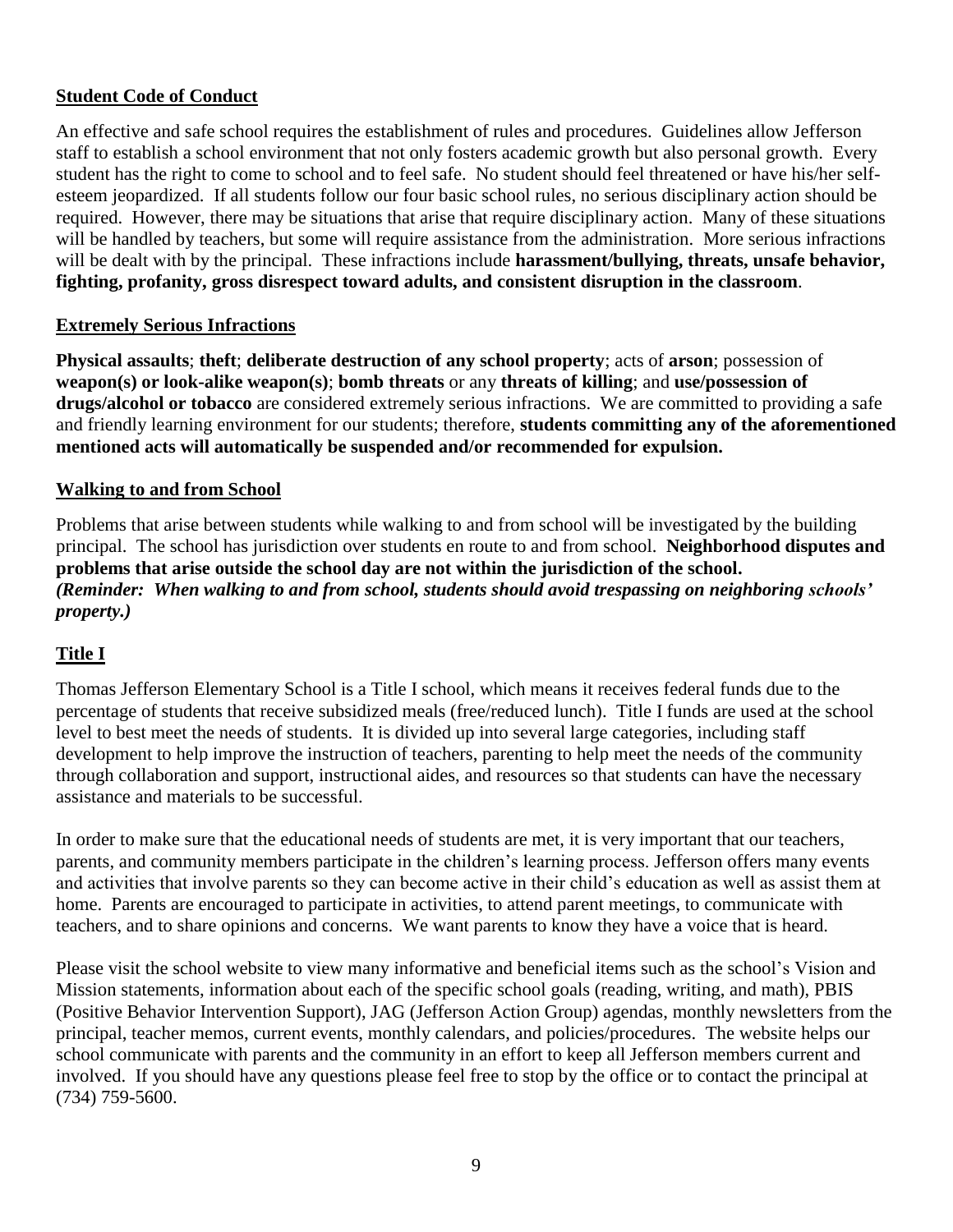## Student Code of Conduct

An effective and safe school requires the establishment of rules and procedures. Guidelines allow Jefferson staff to establish a school environment that not only fosters academic growth but also personal growth. Every student has the right to come to school and to feel safe. No student should feel threatened or have his/her self-esteem jeopardized. If all students follow our four basic school rules, no serious disciplinary action should be required. However, there may be situations that arise that require disciplinary action. Many of these situations will be handled by teachers, but some will require assistance from the administration. More serious infractions will be dealt with by the principal. These infractions include **harassment/bullying, threats, unsafe behavior, fighting, profanity, gross disrespect toward adults, and consistent disruption in the classroom**.

## Extremely Serious Infractions

**Physical assaults**; **theft**; **deliberate destruction of any school property**; acts of **arson**; possession of **weapon(s) or look-alike weapon(s)**; **bomb threats** or any **threats of killing**; and **use/possession of drugs/alcohol or tobacco** are considered extremely serious infractions. We are committed to providing a safe and friendly learning environment for our students; therefore, **students committing any of the aforementioned mentioned acts will automatically be suspended and/or recommended for expulsion.**

## Walking to and from School

Problems that arise between students while walking to and from school will be investigated by the building principal. The school has jurisdiction over students en route to and from school. **Neighborhood disputes and problems that arise outside the school day are not within the jurisdiction of the school.**
***(Reminder: When walking to and from school, students should avoid trespassing on neighboring schools' property.)***

## Title I

Thomas Jefferson Elementary School is a Title I school, which means it receives federal funds due to the percentage of students that receive subsidized meals (free/reduced lunch). Title I funds are used at the school level to best meet the needs of students. It is divided up into several large categories, including staff development to help improve the instruction of teachers, parenting to help meet the needs of the community through collaboration and support, instructional aides, and resources so that students can have the necessary assistance and materials to be successful.

In order to make sure that the educational needs of students are met, it is very important that our teachers, parents, and community members participate in the children's learning process. Jefferson offers many events and activities that involve parents so they can become active in their child's education as well as assist them at home. Parents are encouraged to participate in activities, to attend parent meetings, to communicate with teachers, and to share opinions and concerns. We want parents to know they have a voice that is heard.

Please visit the school website to view many informative and beneficial items such as the school's Vision and Mission statements, information about each of the specific school goals (reading, writing, and math), PBIS (Positive Behavior Intervention Support), JAG (Jefferson Action Group) agendas, monthly newsletters from the principal, teacher memos, current events, monthly calendars, and policies/procedures. The website helps our school communicate with parents and the community in an effort to keep all Jefferson members current and involved. If you should have any questions please feel free to stop by the office or to contact the principal at (734) 759-5600.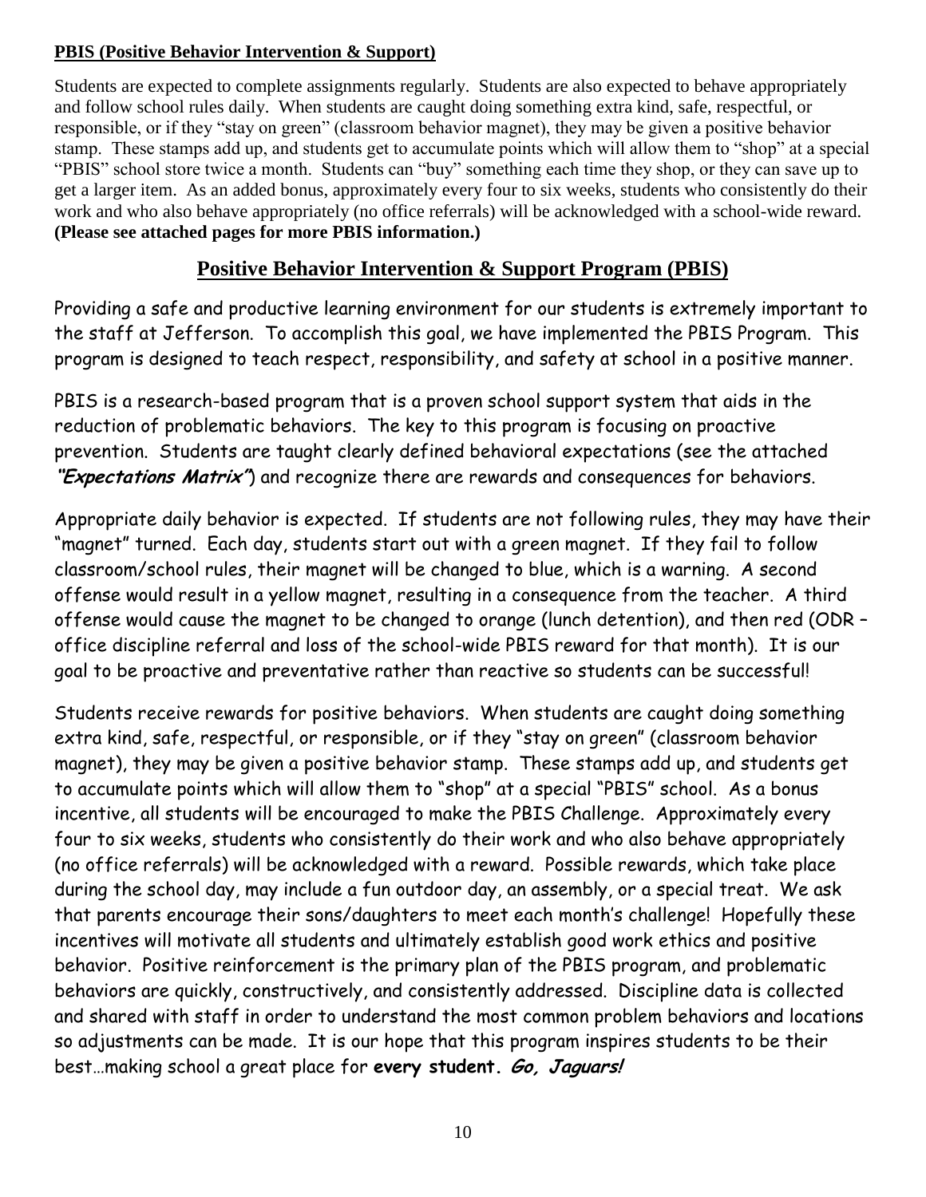**PBIS (Positive Behavior Intervention & Support)**

Students are expected to complete assignments regularly. Students are also expected to behave appropriately and follow school rules daily. When students are caught doing something extra kind, safe, respectful, or responsible, or if they "stay on green" (classroom behavior magnet), they may be given a positive behavior stamp. These stamps add up, and students get to accumulate points which will allow them to "shop" at a special "PBIS" school store twice a month. Students can "buy" something each time they shop, or they can save up to get a larger item. As an added bonus, approximately every four to six weeks, students who consistently do their work and who also behave appropriately (no office referrals) will be acknowledged with a school-wide reward. **(Please see attached pages for more PBIS information.)**

## Positive Behavior Intervention & Support Program (PBIS)

Providing a safe and productive learning environment for our students is extremely important to the staff at Jefferson. To accomplish this goal, we have implemented the PBIS Program. This program is designed to teach respect, responsibility, and safety at school in a positive manner.

PBIS is a research-based program that is a proven school support system that aids in the reduction of problematic behaviors. The key to this program is focusing on proactive prevention. Students are taught clearly defined behavioral expectations (see the attached ***"Expectations Matrix"***) and recognize there are rewards and consequences for behaviors.

Appropriate daily behavior is expected. If students are not following rules, they may have their "magnet" turned. Each day, students start out with a green magnet. If they fail to follow classroom/school rules, their magnet will be changed to blue, which is a warning. A second offense would result in a yellow magnet, resulting in a consequence from the teacher. A third offense would cause the magnet to be changed to orange (lunch detention), and then red (ODR – office discipline referral and loss of the school-wide PBIS reward for that month). It is our goal to be proactive and preventative rather than reactive so students can be successful!

Students receive rewards for positive behaviors. When students are caught doing something extra kind, safe, respectful, or responsible, or if they "stay on green" (classroom behavior magnet), they may be given a positive behavior stamp. These stamps add up, and students get to accumulate points which will allow them to "shop" at a special "PBIS" school. As a bonus incentive, all students will be encouraged to make the PBIS Challenge. Approximately every four to six weeks, students who consistently do their work and who also behave appropriately (no office referrals) will be acknowledged with a reward. Possible rewards, which take place during the school day, may include a fun outdoor day, an assembly, or a special treat. We ask that parents encourage their sons/daughters to meet each month's challenge! Hopefully these incentives will motivate all students and ultimately establish good work ethics and positive behavior. Positive reinforcement is the primary plan of the PBIS program, and problematic behaviors are quickly, constructively, and consistently addressed. Discipline data is collected and shared with staff in order to understand the most common problem behaviors and locations so adjustments can be made. It is our hope that this program inspires students to be their best…making school a great place for **every student. *Go, Jaguars!***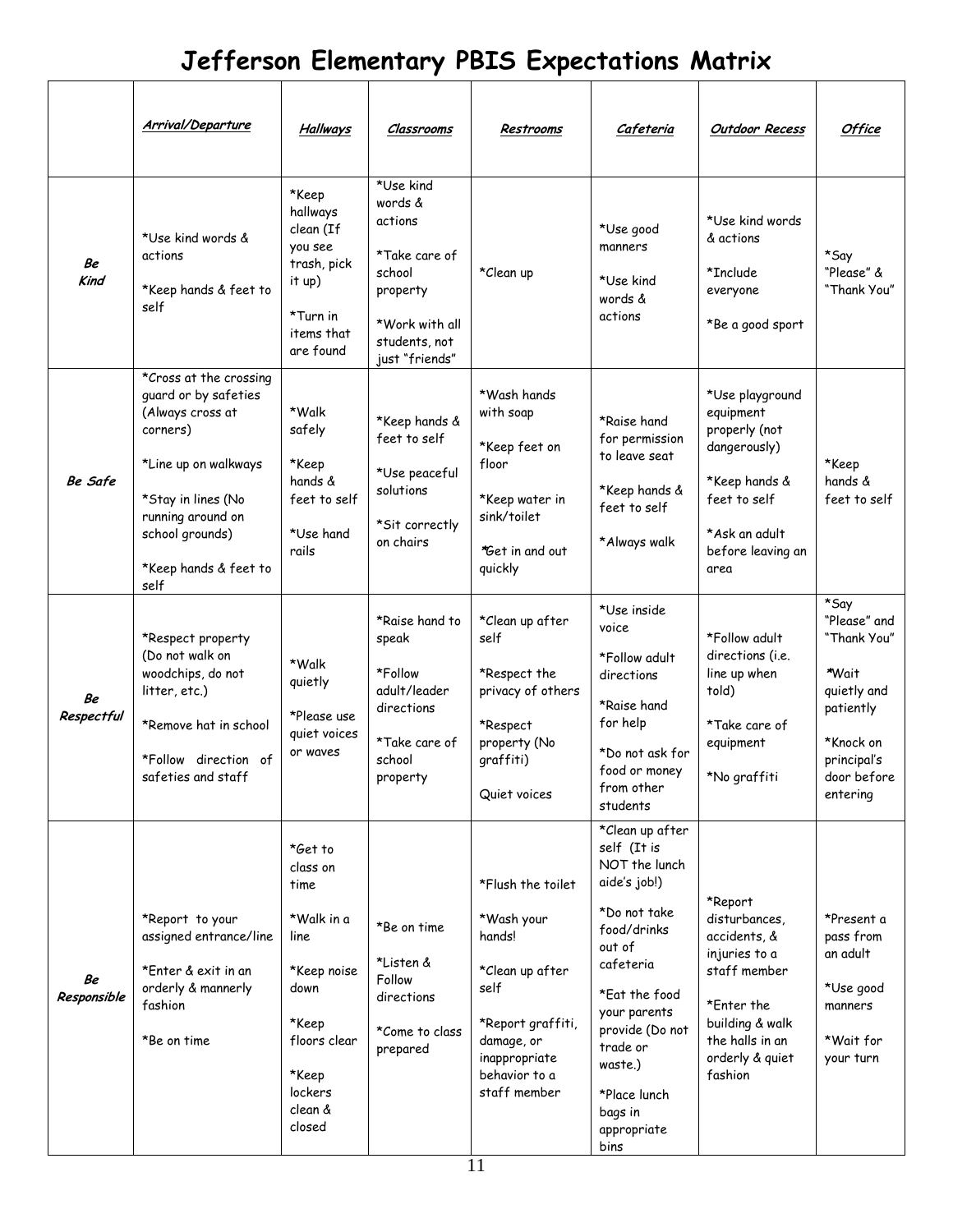# Jefferson Elementary PBIS Expectations Matrix

| | ***Arrival/Departure*** | ***Hallways*** | ***Classrooms*** | ***Restrooms*** | ***Cafeteria*** | ***Outdoor Recess*** | ***Office*** |
|---|---|---|---|---|---|---|---|
| ***Be Kind*** | *Use kind words & actions<br><br>*Keep hands & feet to self | *Keep hallways clean (If you see trash, pick it up)<br><br>*Turn in items that are found | *Use kind words & actions<br><br>*Take care of school property<br><br>*Work with all students, not just "friends" | *Clean up | *Use good manners<br><br>*Use kind words & actions | *Use kind words & actions<br><br>*Include everyone<br><br>*Be a good sport | *Say "Please" & "Thank You" |
| ***Be Safe*** | *Cross at the crossing guard or by safeties (Always cross at corners)<br><br>*Line up on walkways<br><br>*Stay in lines (No running around on school grounds)<br><br>*Keep hands & feet to self | *Walk safely<br><br>*Keep hands & feet to self<br><br>*Use hand rails | *Keep hands & feet to self<br><br>*Use peaceful solutions<br><br>*Sit correctly on chairs | *Wash hands with soap<br><br>*Keep feet on floor<br><br>*Keep water in sink/toilet<br><br>*Get in and out quickly | *Raise hand for permission to leave seat<br><br>*Keep hands & feet to self<br><br>*Always walk | *Use playground equipment properly (not dangerously)<br><br>*Keep hands & feet to self<br><br>*Ask an adult before leaving an area | *Keep hands & feet to self |
| ***Be Respectful*** | *Respect property (Do not walk on woodchips, do not litter, etc.)<br><br>*Remove hat in school<br><br>*Follow direction of safeties and staff | *Walk quietly<br><br>*Please use quiet voices or waves | *Raise hand to speak<br><br>*Follow adult/leader directions<br><br>*Take care of school property | *Clean up after self<br><br>*Respect the privacy of others<br><br>*Respect property (No graffiti)<br><br>Quiet voices | *Use inside voice<br><br>*Follow adult directions<br><br>*Raise hand for help<br><br>*Do not ask for food or money from other students | *Follow adult directions (i.e. line up when told)<br><br>*Take care of equipment<br><br>*No graffiti | *Say "Please" and "Thank You"<br><br>*Wait quietly and patiently<br><br>*Knock on principal's door before entering |
| ***Be Responsible*** | *Report to your assigned entrance/line<br><br>*Enter & exit in an orderly & mannerly fashion<br><br>*Be on time | *Get to class on time<br><br>*Walk in a line<br><br>*Keep noise down<br><br>*Keep floors clear<br><br>*Keep lockers clean & closed | *Be on time<br><br>*Listen & Follow directions<br><br>*Come to class prepared | *Flush the toilet<br><br>*Wash your hands!<br><br>*Clean up after self<br><br>*Report graffiti, damage, or inappropriate behavior to a staff member | *Clean up after self (It is NOT the lunch aide's job!)<br><br>*Do not take food/drinks out of cafeteria<br><br>*Eat the food your parents provide (Do not trade or waste.)<br><br>*Place lunch bags in appropriate bins | *Report disturbances, accidents, & injuries to a staff member<br><br>*Enter the building & walk the halls in an orderly & quiet fashion | *Present a pass from an adult<br><br>*Use good manners<br><br>*Wait for your turn |